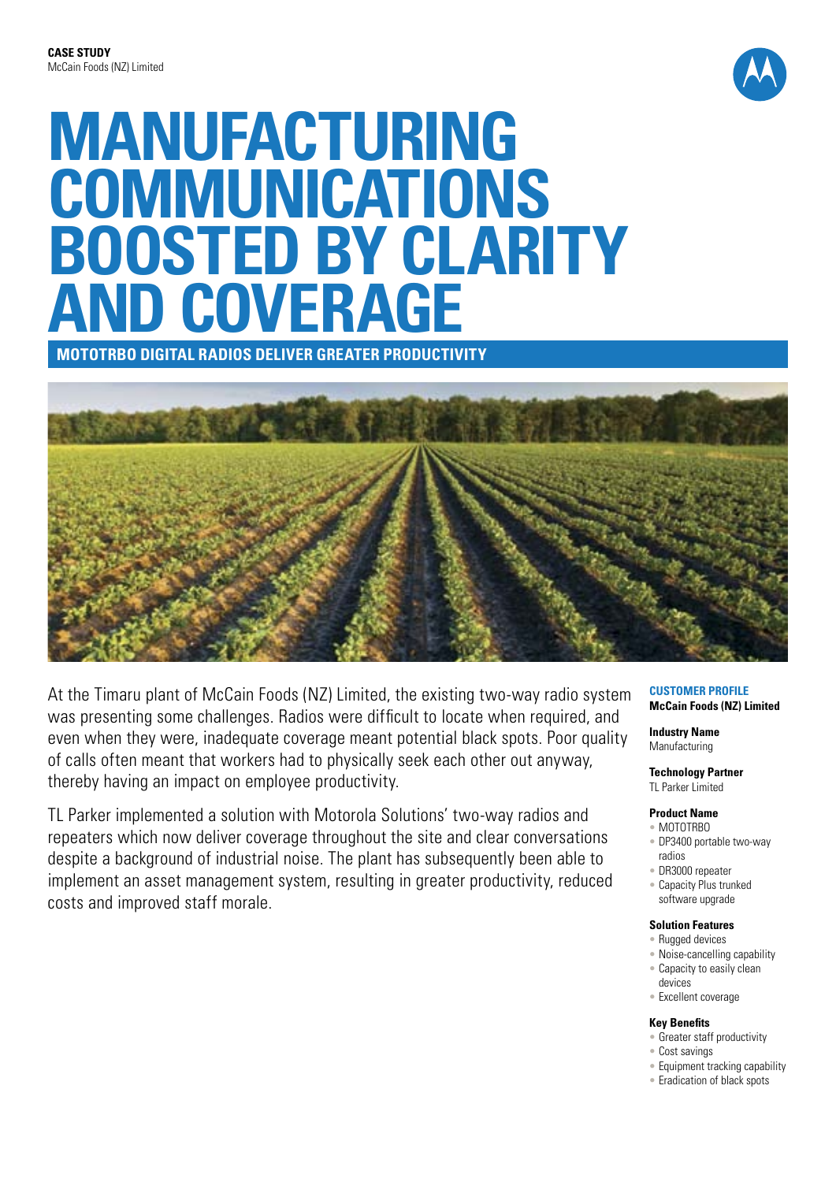**CASE STUDY**
McCain Foods (NZ) Limited

# MANUFACTURING COMMUNICATIONS BOOSTED BY CLARITY AND COVERAGE

## MOTOTRBO DIGITAL RADIOS DELIVER GREATER PRODUCTIVITY

At the Timaru plant of McCain Foods (NZ) Limited, the existing two-way radio system was presenting some challenges. Radios were difficult to locate when required, and even when they were, inadequate coverage meant potential black spots. Poor quality of calls often meant that workers had to physically seek each other out anyway, thereby having an impact on employee productivity.

TL Parker implemented a solution with Motorola Solutions' two-way radios and repeaters which now deliver coverage throughout the site and clear conversations despite a background of industrial noise. The plant has subsequently been able to implement an asset management system, resulting in greater productivity, reduced costs and improved staff morale.

**CUSTOMER PROFILE**
**McCain Foods (NZ) Limited**

**Industry Name**
Manufacturing

**Technology Partner**
TL Parker Limited

**Product Name**
- MOTOTRBO
- DP3400 portable two-way radios
- DR3000 repeater
- Capacity Plus trunked software upgrade

**Solution Features**
- Rugged devices
- Noise-cancelling capability
- Capacity to easily clean devices
- Excellent coverage

**Key Benefits**
- Greater staff productivity
- Cost savings
- Equipment tracking capability
- Eradication of black spots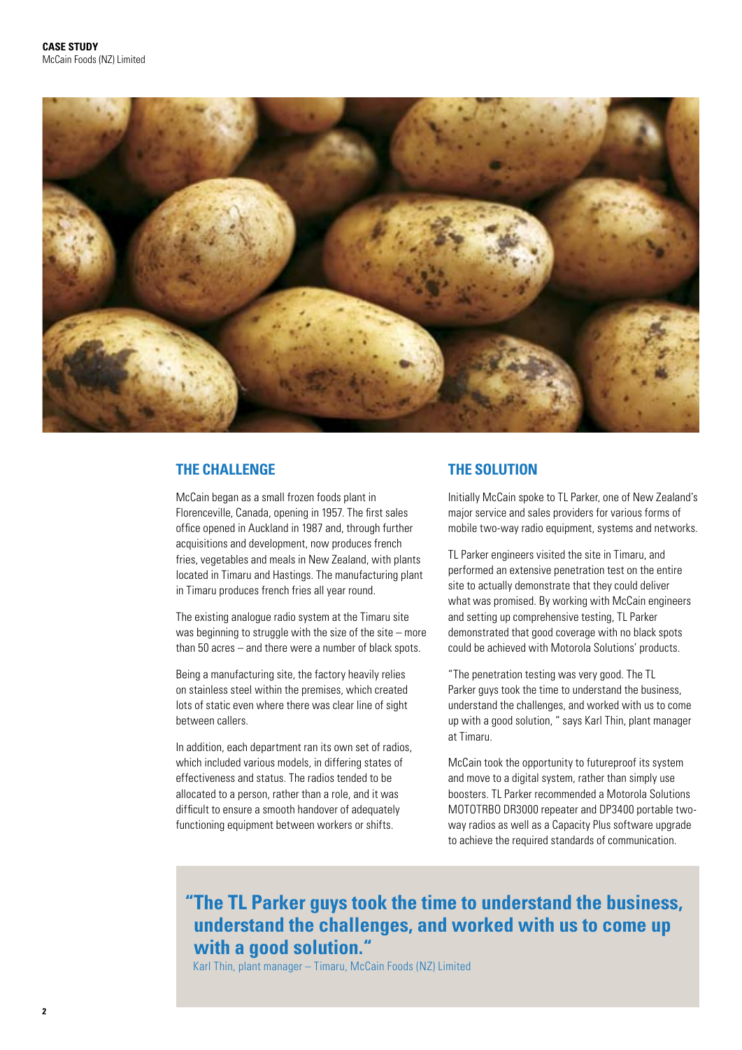**CASE STUDY**
McCain Foods (NZ) Limited

## THE CHALLENGE

McCain began as a small frozen foods plant in Florenceville, Canada, opening in 1957. The first sales office opened in Auckland in 1987 and, through further acquisitions and development, now produces french fries, vegetables and meals in New Zealand, with plants located in Timaru and Hastings. The manufacturing plant in Timaru produces french fries all year round.

The existing analogue radio system at the Timaru site was beginning to struggle with the size of the site – more than 50 acres – and there were a number of black spots.

Being a manufacturing site, the factory heavily relies on stainless steel within the premises, which created lots of static even where there was clear line of sight between callers.

In addition, each department ran its own set of radios, which included various models, in differing states of effectiveness and status. The radios tended to be allocated to a person, rather than a role, and it was difficult to ensure a smooth handover of adequately functioning equipment between workers or shifts.

## THE SOLUTION

Initially McCain spoke to TL Parker, one of New Zealand's major service and sales providers for various forms of mobile two-way radio equipment, systems and networks.

TL Parker engineers visited the site in Timaru, and performed an extensive penetration test on the entire site to actually demonstrate that they could deliver what was promised. By working with McCain engineers and setting up comprehensive testing, TL Parker demonstrated that good coverage with no black spots could be achieved with Motorola Solutions' products.

"The penetration testing was very good. The TL Parker guys took the time to understand the business, understand the challenges, and worked with us to come up with a good solution, " says Karl Thin, plant manager at Timaru.

McCain took the opportunity to futureproof its system and move to a digital system, rather than simply use boosters. TL Parker recommended a Motorola Solutions MOTOTRBO DR3000 repeater and DP3400 portable two-way radios as well as a Capacity Plus software upgrade to achieve the required standards of communication.

> **"The TL Parker guys took the time to understand the business, understand the challenges, and worked with us to come up with a good solution."**
>
> Karl Thin, plant manager – Timaru, McCain Foods (NZ) Limited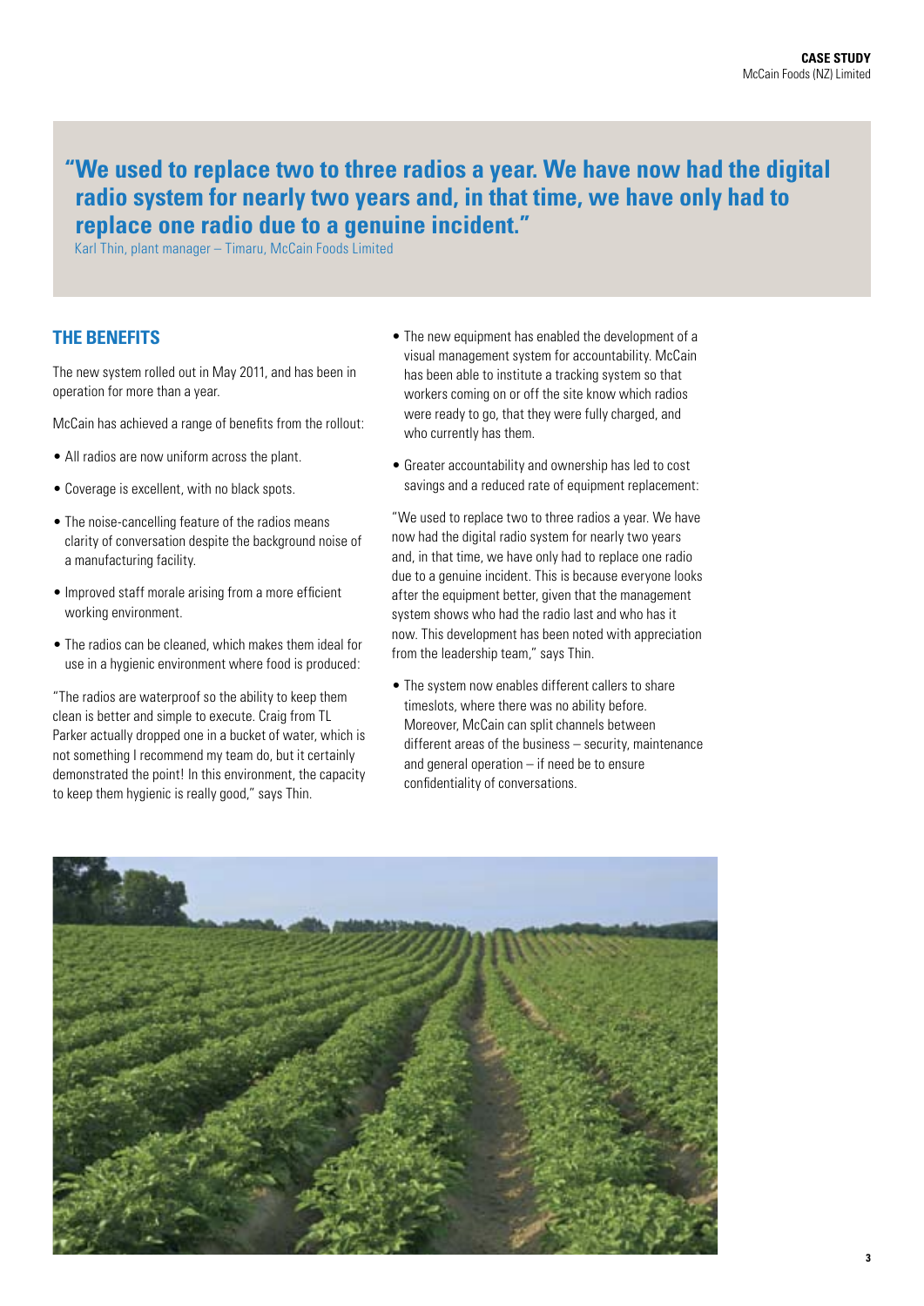> **"We used to replace two to three radios a year. We have now had the digital radio system for nearly two years and, in that time, we have only had to replace one radio due to a genuine incident."**
>
> Karl Thin, plant manager – Timaru, McCain Foods Limited

## THE BENEFITS

The new system rolled out in May 2011, and has been in operation for more than a year.

McCain has achieved a range of benefits from the rollout:

- All radios are now uniform across the plant.
- Coverage is excellent, with no black spots.
- The noise-cancelling feature of the radios means clarity of conversation despite the background noise of a manufacturing facility.
- Improved staff morale arising from a more efficient working environment.
- The radios can be cleaned, which makes them ideal for use in a hygienic environment where food is produced:

"The radios are waterproof so the ability to keep them clean is better and simple to execute. Craig from TL Parker actually dropped one in a bucket of water, which is not something I recommend my team do, but it certainly demonstrated the point! In this environment, the capacity to keep them hygienic is really good," says Thin.

- The new equipment has enabled the development of a visual management system for accountability. McCain has been able to institute a tracking system so that workers coming on or off the site know which radios were ready to go, that they were fully charged, and who currently has them.
- Greater accountability and ownership has led to cost savings and a reduced rate of equipment replacement:

"We used to replace two to three radios a year. We have now had the digital radio system for nearly two years and, in that time, we have only had to replace one radio due to a genuine incident. This is because everyone looks after the equipment better, given that the management system shows who had the radio last and who has it now. This development has been noted with appreciation from the leadership team," says Thin.

- The system now enables different callers to share timeslots, where there was no ability before. Moreover, McCain can split channels between different areas of the business – security, maintenance and general operation – if need be to ensure confidentiality of conversations.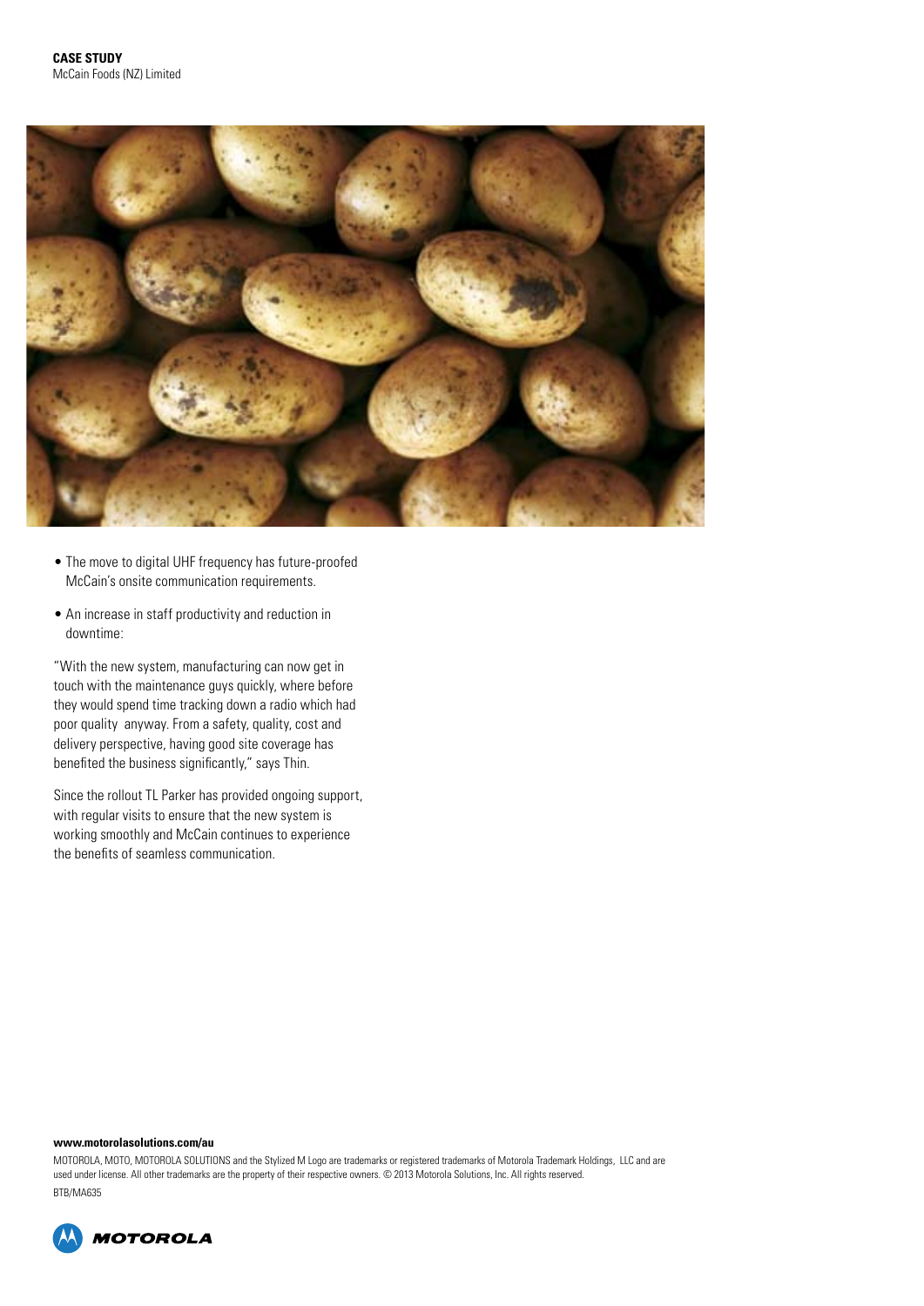- The move to digital UHF frequency has future-proofed McCain's onsite communication requirements.
- An increase in staff productivity and reduction in downtime:

"With the new system, manufacturing can now get in touch with the maintenance guys quickly, where before they would spend time tracking down a radio which had poor quality anyway. From a safety, quality, cost and delivery perspective, having good site coverage has benefited the business significantly," says Thin.

Since the rollout TL Parker has provided ongoing support, with regular visits to ensure that the new system is working smoothly and McCain continues to experience the benefits of seamless communication.

**www.motorolasolutions.com/au**

MOTOROLA, MOTO, MOTOROLA SOLUTIONS and the Stylized M Logo are trademarks or registered trademarks of Motorola Trademark Holdings, LLC and are used under license. All other trademarks are the property of their respective owners. © 2013 Motorola Solutions, Inc. All rights reserved.

BTB/MA635

MOTOROLA